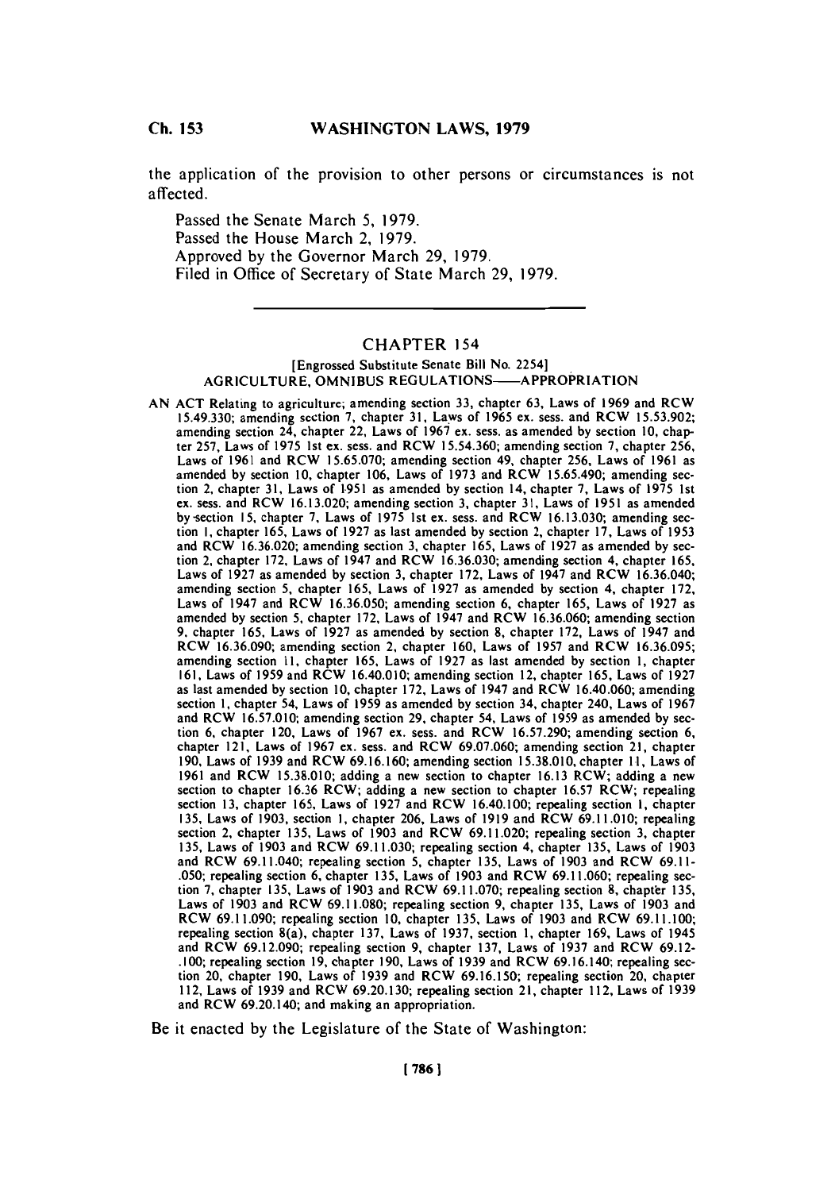the application of the provision to other persons or circumstances is not affected.

Passed the Senate March 5, 1979.
Passed the House March 2, 1979.
Approved by the Governor March 29, 1979.
Filed in Office of Secretary of State March 29, 1979.

---

## CHAPTER 154

[Engrossed Substitute Senate Bill No. 2254]

AGRICULTURE, OMNIBUS REGULATIONS——APPROPRIATION

AN ACT Relating to agriculture; amending section 33, chapter 63, Laws of 1969 and RCW 15.49.330; amending section 7, chapter 31, Laws of 1965 ex. sess. and RCW 15.53.902; amending section 24, chapter 22, Laws of 1967 ex. sess. as amended by section 10, chapter 257, Laws of 1975 1st ex. sess. and RCW 15.54.360; amending section 7, chapter 256, Laws of 1961 and RCW 15.65.070; amending section 49, chapter 256, Laws of 1961 as amended by section 10, chapter 106, Laws of 1973 and RCW 15.65.490; amending section 2, chapter 31, Laws of 1951 as amended by section 14, chapter 7, Laws of 1975 1st ex. sess. and RCW 16.13.020; amending section 3, chapter 31, Laws of 1951 as amended by section 15, chapter 7, Laws of 1975 1st ex. sess. and RCW 16.13.030; amending section 1, chapter 165, Laws of 1927 as last amended by section 2, chapter 17, Laws of 1953 and RCW 16.36.020; amending section 3, chapter 165, Laws of 1927 as amended by section 2, chapter 172, Laws of 1947 and RCW 16.36.030; amending section 4, chapter 165, Laws of 1927 as amended by section 3, chapter 172, Laws of 1947 and RCW 16.36.040; amending section 5, chapter 165, Laws of 1927 as amended by section 4, chapter 172, Laws of 1947 and RCW 16.36.050; amending section 6, chapter 165, Laws of 1927 as amended by section 5, chapter 172, Laws of 1947 and RCW 16.36.060; amending section 9, chapter 165, Laws of 1927 as amended by section 8, chapter 172, Laws of 1947 and RCW 16.36.090; amending section 2, chapter 160, Laws of 1957 and RCW 16.36.095; amending section 11, chapter 165, Laws of 1927 as last amended by section 1, chapter 161, Laws of 1959 and RCW 16.40.010; amending section 12, chapter 165, Laws of 1927 as last amended by section 10, chapter 172, Laws of 1947 and RCW 16.40.060; amending section 1, chapter 54, Laws of 1959 as amended by section 34, chapter 240, Laws of 1967 and RCW 16.57.010; amending section 29, chapter 54, Laws of 1959 as amended by section 6, chapter 120, Laws of 1967 ex. sess. and RCW 16.57.290; amending section 6, chapter 121, Laws of 1967 ex. sess. and RCW 69.07.060; amending section 21, chapter 190, Laws of 1939 and RCW 69.16.160; amending section 15.38.010, chapter 11, Laws of 1961 and RCW 15.38.010; adding a new section to chapter 16.13 RCW; adding a new section to chapter 16.36 RCW; adding a new section to chapter 16.57 RCW; repealing section 13, chapter 165, Laws of 1927 and RCW 16.40.100; repealing section 1, chapter 135, Laws of 1903, section 1, chapter 206, Laws of 1919 and RCW 69.11.010; repealing section 2, chapter 135, Laws of 1903 and RCW 69.11.020; repealing section 3, chapter 135, Laws of 1903 and RCW 69.11.030; repealing section 4, chapter 135, Laws of 1903 and RCW 69.11.040; repealing section 5, chapter 135, Laws of 1903 and RCW 69.11-.050; repealing section 6, chapter 135, Laws of 1903 and RCW 69.11.060; repealing section 7, chapter 135, Laws of 1903 and RCW 69.11.070; repealing section 8, chapter 135, Laws of 1903 and RCW 69.11.080; repealing section 9, chapter 135, Laws of 1903 and RCW 69.11.090; repealing section 10, chapter 135, Laws of 1903 and RCW 69.11.100; repealing section 8(a), chapter 137, Laws of 1937, section 1, chapter 169, Laws of 1945 and RCW 69.12.090; repealing section 9, chapter 137, Laws of 1937 and RCW 69.12-.100; repealing section 19, chapter 190, Laws of 1939 and RCW 69.16.140; repealing section 20, chapter 190, Laws of 1939 and RCW 69.16.150; repealing section 20, chapter 112, Laws of 1939 and RCW 69.20.130; repealing section 21, chapter 112, Laws of 1939 and RCW 69.20.140; and making an appropriation.

Be it enacted by the Legislature of the State of Washington: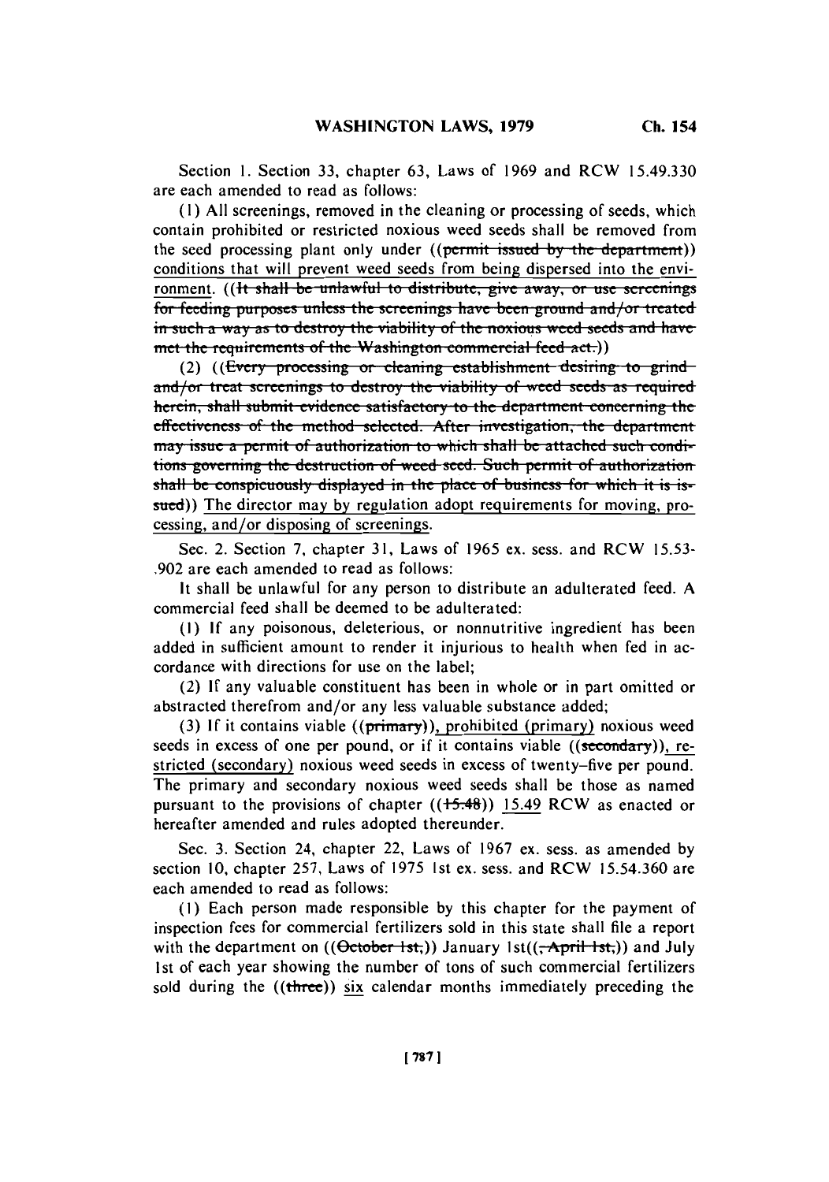Section 1. Section 33, chapter 63, Laws of 1969 and RCW 15.49.330 are each amended to read as follows:

(1) All screenings, removed in the cleaning or processing of seeds, which contain prohibited or restricted noxious weed seeds shall be removed from the seed processing plant only under ((~~permit issued by the department~~)) conditions that will prevent weed seeds from being dispersed into the environment. ((~~It shall be unlawful to distribute, give away, or use screenings for feeding purposes unless the screenings have been ground and/or treated in such a way as to destroy the viability of the noxious weed seeds and have met the requirements of the Washington commercial feed act.~~))

(2) ((~~Every processing or cleaning establishment desiring to grind and/or treat screenings to destroy the viability of weed seeds as required herein, shall submit evidence satisfactory to the department concerning the effectiveness of the method selected. After investigation, the department may issue a permit of authorization to which shall be attached such conditions governing the destruction of weed seed. Such permit of authorization shall be conspicuously displayed in the place of business for which it is issued~~)) The director may by regulation adopt requirements for moving, processing, and/or disposing of screenings.

Sec. 2. Section 7, chapter 31, Laws of 1965 ex. sess. and RCW 15.53.902 are each amended to read as follows:

It shall be unlawful for any person to distribute an adulterated feed. A commercial feed shall be deemed to be adulterated:

(1) If any poisonous, deleterious, or nonnutritive ingredient has been added in sufficient amount to render it injurious to health when fed in accordance with directions for use on the label;

(2) If any valuable constituent has been in whole or in part omitted or abstracted therefrom and/or any less valuable substance added;

(3) If it contains viable ((~~primary~~)), prohibited (primary) noxious weed seeds in excess of one per pound, or if it contains viable ((~~secondary~~)), restricted (secondary) noxious weed seeds in excess of twenty-five per pound. The primary and secondary noxious weed seeds shall be those as named pursuant to the provisions of chapter ((~~15.48~~)) 15.49 RCW as enacted or hereafter amended and rules adopted thereunder.

Sec. 3. Section 24, chapter 22, Laws of 1967 ex. sess. as amended by section 10, chapter 257, Laws of 1975 1st ex. sess. and RCW 15.54.360 are each amended to read as follows:

(1) Each person made responsible by this chapter for the payment of inspection fees for commercial fertilizers sold in this state shall file a report with the department on ((~~October 1st,~~)) January 1st((~~, April 1st,~~)) and July 1st of each year showing the number of tons of such commercial fertilizers sold during the ((~~three~~)) six calendar months immediately preceding the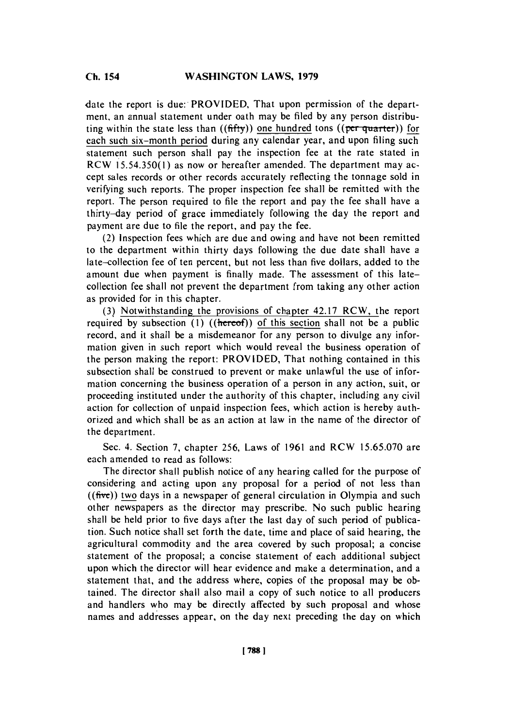date the report is due: PROVIDED, That upon permission of the department, an annual statement under oath may be filed by any person distributing within the state less than ((fifty)) one hundred tons ((per quarter)) for each such six-month period during any calendar year, and upon filing such statement such person shall pay the inspection fee at the rate stated in RCW 15.54.350(1) as now or hereafter amended. The department may accept sales records or other records accurately reflecting the tonnage sold in verifying such reports. The proper inspection fee shall be remitted with the report. The person required to file the report and pay the fee shall have a thirty-day period of grace immediately following the day the report and payment are due to file the report, and pay the fee.

(2) Inspection fees which are due and owing and have not been remitted to the department within thirty days following the due date shall have a late-collection fee of ten percent, but not less than five dollars, added to the amount due when payment is finally made. The assessment of this late-collection fee shall not prevent the department from taking any other action as provided for in this chapter.

(3) Notwithstanding the provisions of chapter 42.17 RCW, the report required by subsection (1) ((hereof)) of this section shall not be a public record, and it shall be a misdemeanor for any person to divulge any information given in such report which would reveal the business operation of the person making the report: PROVIDED, That nothing contained in this subsection shall be construed to prevent or make unlawful the use of information concerning the business operation of a person in any action, suit, or proceeding instituted under the authority of this chapter, including any civil action for collection of unpaid inspection fees, which action is hereby authorized and which shall be as an action at law in the name of the director of the department.

Sec. 4. Section 7, chapter 256, Laws of 1961 and RCW 15.65.070 are each amended to read as follows:

The director shall publish notice of any hearing called for the purpose of considering and acting upon any proposal for a period of not less than ((five)) two days in a newspaper of general circulation in Olympia and such other newspapers as the director may prescribe. No such public hearing shall be held prior to five days after the last day of such period of publication. Such notice shall set forth the date, time and place of said hearing, the agricultural commodity and the area covered by such proposal; a concise statement of the proposal; a concise statement of each additional subject upon which the director will hear evidence and make a determination, and a statement that, and the address where, copies of the proposal may be obtained. The director shall also mail a copy of such notice to all producers and handlers who may be directly affected by such proposal and whose names and addresses appear, on the day next preceding the day on which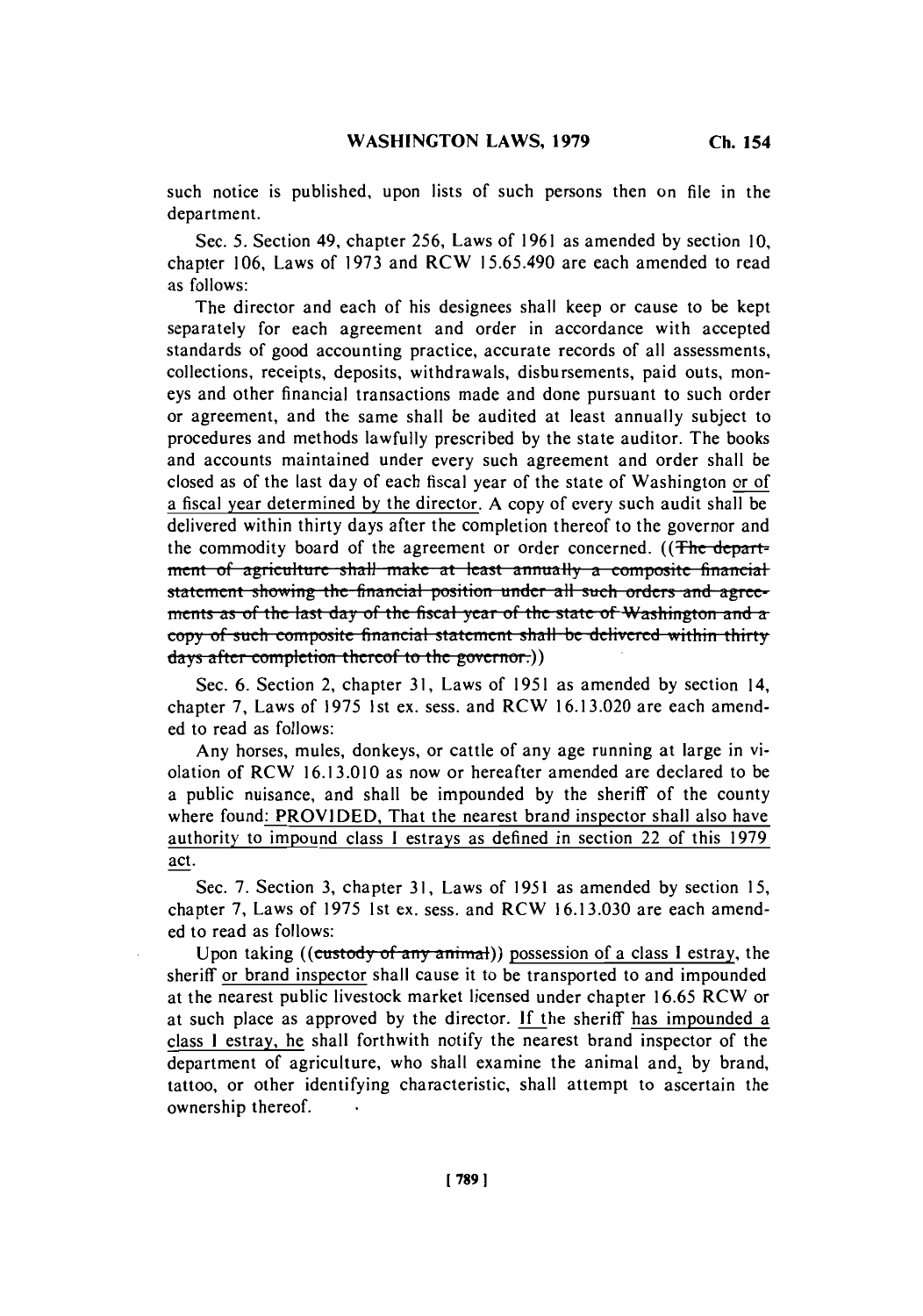such notice is published, upon lists of such persons then on file in the department.

Sec. 5. Section 49, chapter 256, Laws of 1961 as amended by section 10, chapter 106, Laws of 1973 and RCW 15.65.490 are each amended to read as follows:

The director and each of his designees shall keep or cause to be kept separately for each agreement and order in accordance with accepted standards of good accounting practice, accurate records of all assessments, collections, receipts, deposits, withdrawals, disbursements, paid outs, moneys and other financial transactions made and done pursuant to such order or agreement, and the same shall be audited at least annually subject to procedures and methods lawfully prescribed by the state auditor. The books and accounts maintained under every such agreement and order shall be closed as of the last day of each fiscal year of the state of Washington <u>or of a fiscal year determined by the director</u>. A copy of every such audit shall be delivered within thirty days after the completion thereof to the governor and the commodity board of the agreement or order concerned. ((~~The department of agriculture shall make at least annually a composite financial statement showing the financial position under all such orders and agreements as of the last day of the fiscal year of the state of Washington and a copy of such composite financial statement shall be delivered within thirty days after completion thereof to the governor.~~))

Sec. 6. Section 2, chapter 31, Laws of 1951 as amended by section 14, chapter 7, Laws of 1975 1st ex. sess. and RCW 16.13.020 are each amended to read as follows:

Any horses, mules, donkeys, or cattle of any age running at large in violation of RCW 16.13.010 as now or hereafter amended are declared to be a public nuisance, and shall be impounded by the sheriff of the county where found<u>: PROVIDED, That the nearest brand inspector shall also have authority to impound class I estrays as defined in section 22 of this 1979 act</u>.

Sec. 7. Section 3, chapter 31, Laws of 1951 as amended by section 15, chapter 7, Laws of 1975 1st ex. sess. and RCW 16.13.030 are each amended to read as follows:

Upon taking ((~~custody of any animal~~)) <u>possession of a class I estray</u>, the sheriff <u>or brand inspector</u> shall cause it to be transported to and impounded at the nearest public livestock market licensed under chapter 16.65 RCW or at such place as approved by the director. <u>If</u> the sheriff <u>has impounded a class I estray, he</u> shall forthwith notify the nearest brand inspector of the department of agriculture, who shall examine the animal and<u>,</u> by brand, tattoo, or other identifying characteristic, shall attempt to ascertain the ownership thereof.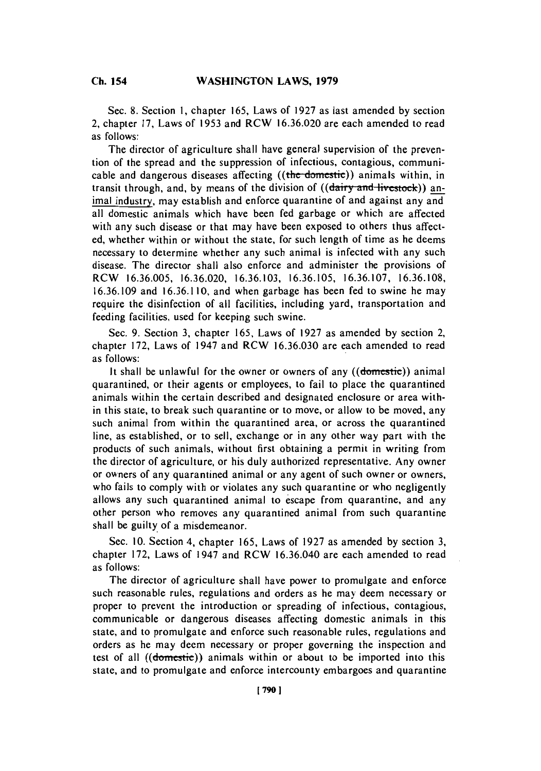Sec. 8. Section 1, chapter 165, Laws of 1927 as last amended by section 2, chapter 17, Laws of 1953 and RCW 16.36.020 are each amended to read as follows:

The director of agriculture shall have general supervision of the prevention of the spread and the suppression of infectious, contagious, communicable and dangerous diseases affecting ((~~the domestic~~)) animals within, in transit through, and, by means of the division of ((~~dairy and livestock~~)) animal industry, may establish and enforce quarantine of and against any and all domestic animals which have been fed garbage or which are affected with any such disease or that may have been exposed to others thus affected, whether within or without the state, for such length of time as he deems necessary to determine whether any such animal is infected with any such disease. The director shall also enforce and administer the provisions of RCW 16.36.005, 16.36.020, 16.36.103, 16.36.105, 16.36.107, 16.36.108, 16.36.109 and 16.36.110, and when garbage has been fed to swine he may require the disinfection of all facilities, including yard, transportation and feeding facilities, used for keeping such swine.

Sec. 9. Section 3, chapter 165, Laws of 1927 as amended by section 2, chapter 172, Laws of 1947 and RCW 16.36.030 are each amended to read as follows:

It shall be unlawful for the owner or owners of any ((~~domestic~~)) animal quarantined, or their agents or employees, to fail to place the quarantined animals within the certain described and designated enclosure or area within this state, to break such quarantine or to move, or allow to be moved, any such animal from within the quarantined area, or across the quarantined line, as established, or to sell, exchange or in any other way part with the products of such animals, without first obtaining a permit in writing from the director of agriculture, or his duly authorized representative. Any owner or owners of any quarantined animal or any agent of such owner or owners, who fails to comply with or violates any such quarantine or who negligently allows any such quarantined animal to escape from quarantine, and any other person who removes any quarantined animal from such quarantine shall be guilty of a misdemeanor.

Sec. 10. Section 4, chapter 165, Laws of 1927 as amended by section 3, chapter 172, Laws of 1947 and RCW 16.36.040 are each amended to read as follows:

The director of agriculture shall have power to promulgate and enforce such reasonable rules, regulations and orders as he may deem necessary or proper to prevent the introduction or spreading of infectious, contagious, communicable or dangerous diseases affecting domestic animals in this state, and to promulgate and enforce such reasonable rules, regulations and orders as he may deem necessary or proper governing the inspection and test of all ((~~domestic~~)) animals within or about to be imported into this state, and to promulgate and enforce intercounty embargoes and quarantine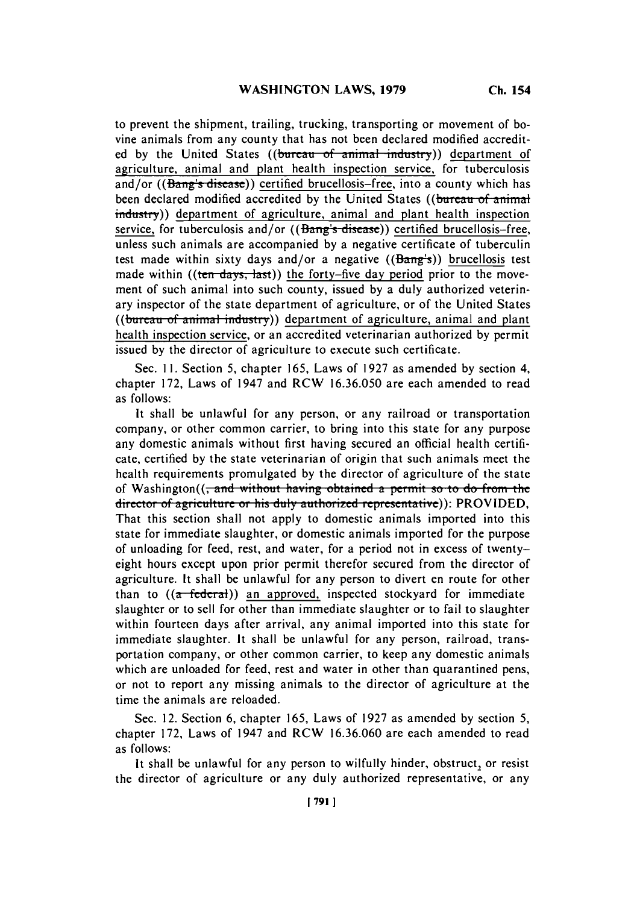to prevent the shipment, trailing, trucking, transporting or movement of bovine animals from any county that has not been declared modified accredited by the United States ((~~bureau of animal industry~~)) department of agriculture, animal and plant health inspection service, for tuberculosis and/or ((~~Bang's disease~~)) certified brucellosis-free, into a county which has been declared modified accredited by the United States ((~~bureau of animal industry~~)) department of agriculture, animal and plant health inspection service, for tuberculosis and/or ((~~Bang's disease~~)) certified brucellosis-free, unless such animals are accompanied by a negative certificate of tuberculin test made within sixty days and/or a negative ((~~Bang's~~)) brucellosis test made within ((~~ten days, last~~)) the forty-five day period prior to the movement of such animal into such county, issued by a duly authorized veterinary inspector of the state department of agriculture, or of the United States ((~~bureau of animal industry~~)) department of agriculture, animal and plant health inspection service, or an accredited veterinarian authorized by permit issued by the director of agriculture to execute such certificate.

Sec. 11. Section 5, chapter 165, Laws of 1927 as amended by section 4, chapter 172, Laws of 1947 and RCW 16.36.050 are each amended to read as follows:

It shall be unlawful for any person, or any railroad or transportation company, or other common carrier, to bring into this state for any purpose any domestic animals without first having secured an official health certificate, certified by the state veterinarian of origin that such animals meet the health requirements promulgated by the director of agriculture of the state of Washington((~~, and without having obtained a permit so to do from the director of agriculture or his duly authorized representative~~)): PROVIDED, That this section shall not apply to domestic animals imported into this state for immediate slaughter, or domestic animals imported for the purpose of unloading for feed, rest, and water, for a period not in excess of twenty-eight hours except upon prior permit therefor secured from the director of agriculture. It shall be unlawful for any person to divert en route for other than to ((~~a federal~~)) an approved, inspected stockyard for immediate slaughter or to sell for other than immediate slaughter or to fail to slaughter within fourteen days after arrival, any animal imported into this state for immediate slaughter. It shall be unlawful for any person, railroad, transportation company, or other common carrier, to keep any domestic animals which are unloaded for feed, rest and water in other than quarantined pens, or not to report any missing animals to the director of agriculture at the time the animals are reloaded.

Sec. 12. Section 6, chapter 165, Laws of 1927 as amended by section 5, chapter 172, Laws of 1947 and RCW 16.36.060 are each amended to read as follows:

It shall be unlawful for any person to wilfully hinder, obstruct, or resist the director of agriculture or any duly authorized representative, or any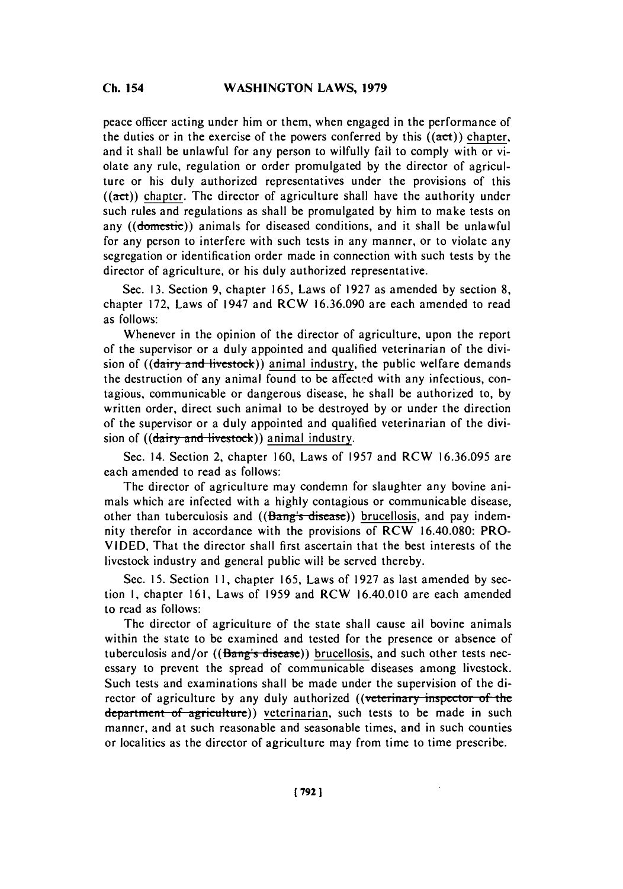peace officer acting under him or them, when engaged in the performance of the duties or in the exercise of the powers conferred by this ((~~act~~)) chapter, and it shall be unlawful for any person to wilfully fail to comply with or violate any rule, regulation or order promulgated by the director of agriculture or his duly authorized representatives under the provisions of this ((~~act~~)) chapter. The director of agriculture shall have the authority under such rules and regulations as shall be promulgated by him to make tests on any ((~~domestic~~)) animals for diseased conditions, and it shall be unlawful for any person to interfere with such tests in any manner, or to violate any segregation or identification order made in connection with such tests by the director of agriculture, or his duly authorized representative.

Sec. 13. Section 9, chapter 165, Laws of 1927 as amended by section 8, chapter 172, Laws of 1947 and RCW 16.36.090 are each amended to read as follows:

Whenever in the opinion of the director of agriculture, upon the report of the supervisor or a duly appointed and qualified veterinarian of the division of ((~~dairy and livestock~~)) animal industry, the public welfare demands the destruction of any animal found to be affected with any infectious, contagious, communicable or dangerous disease, he shall be authorized to, by written order, direct such animal to be destroyed by or under the direction of the supervisor or a duly appointed and qualified veterinarian of the division of ((~~dairy and livestock~~)) animal industry.

Sec. 14. Section 2, chapter 160, Laws of 1957 and RCW 16.36.095 are each amended to read as follows:

The director of agriculture may condemn for slaughter any bovine animals which are infected with a highly contagious or communicable disease, other than tuberculosis and ((~~Bang's disease~~)) brucellosis, and pay indemnity therefor in accordance with the provisions of RCW 16.40.080: PROVIDED, That the director shall first ascertain that the best interests of the livestock industry and general public will be served thereby.

Sec. 15. Section 11, chapter 165, Laws of 1927 as last amended by section 1, chapter 161, Laws of 1959 and RCW 16.40.010 are each amended to read as follows:

The director of agriculture of the state shall cause all bovine animals within the state to be examined and tested for the presence or absence of tuberculosis and/or ((~~Bang's disease~~)) brucellosis, and such other tests necessary to prevent the spread of communicable diseases among livestock. Such tests and examinations shall be made under the supervision of the director of agriculture by any duly authorized ((~~veterinary inspector of the department of agriculture~~)) veterinarian, such tests to be made in such manner, and at such reasonable and seasonable times, and in such counties or localities as the director of agriculture may from time to time prescribe.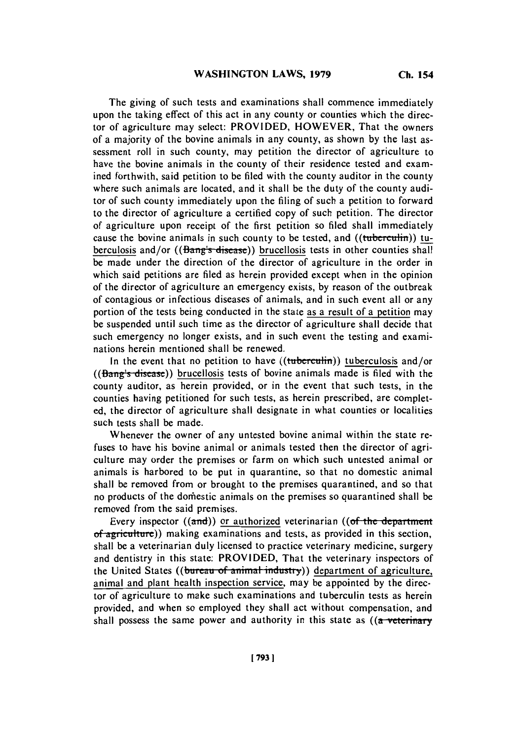The giving of such tests and examinations shall commence immediately upon the taking effect of this act in any county or counties which the director of agriculture may select: PROVIDED, HOWEVER, That the owners of a majority of the bovine animals in any county, as shown by the last assessment roll in such county, may petition the director of agriculture to have the bovine animals in the county of their residence tested and examined forthwith, said petition to be filed with the county auditor in the county where such animals are located, and it shall be the duty of the county auditor of such county immediately upon the filing of such a petition to forward to the director of agriculture a certified copy of such petition. The director of agriculture upon receipt of the first petition so filed shall immediately cause the bovine animals in such county to be tested, and ((~~tuberculin~~)) tuberculosis and/or ((~~Bang's disease~~)) brucellosis tests in other counties shall be made under the direction of the director of agriculture in the order in which said petitions are filed as herein provided except when in the opinion of the director of agriculture an emergency exists, by reason of the outbreak of contagious or infectious diseases of animals, and in such event all or any portion of the tests being conducted in the state as a result of a petition may be suspended until such time as the director of agriculture shall decide that such emergency no longer exists, and in such event the testing and examinations herein mentioned shall be renewed.

In the event that no petition to have ((~~tuberculin~~)) tuberculosis and/or ((~~Bang's disease~~)) brucellosis tests of bovine animals made is filed with the county auditor, as herein provided, or in the event that such tests, in the counties having petitioned for such tests, as herein prescribed, are completed, the director of agriculture shall designate in what counties or localities such tests shall be made.

Whenever the owner of any untested bovine animal within the state refuses to have his bovine animal or animals tested then the director of agriculture may order the premises or farm on which such untested animal or animals is harbored to be put in quarantine, so that no domestic animal shall be removed from or brought to the premises quarantined, and so that no products of the domestic animals on the premises so quarantined shall be removed from the said premises.

Every inspector ((~~and~~)) or authorized veterinarian ((~~of the department of agriculture~~)) making examinations and tests, as provided in this section, shall be a veterinarian duly licensed to practice veterinary medicine, surgery and dentistry in this state: PROVIDED, That the veterinary inspectors of the United States ((~~bureau of animal industry~~)) department of agriculture, animal and plant health inspection service, may be appointed by the director of agriculture to make such examinations and tuberculin tests as herein provided, and when so employed they shall act without compensation, and shall possess the same power and authority in this state as ((~~a veterinary~~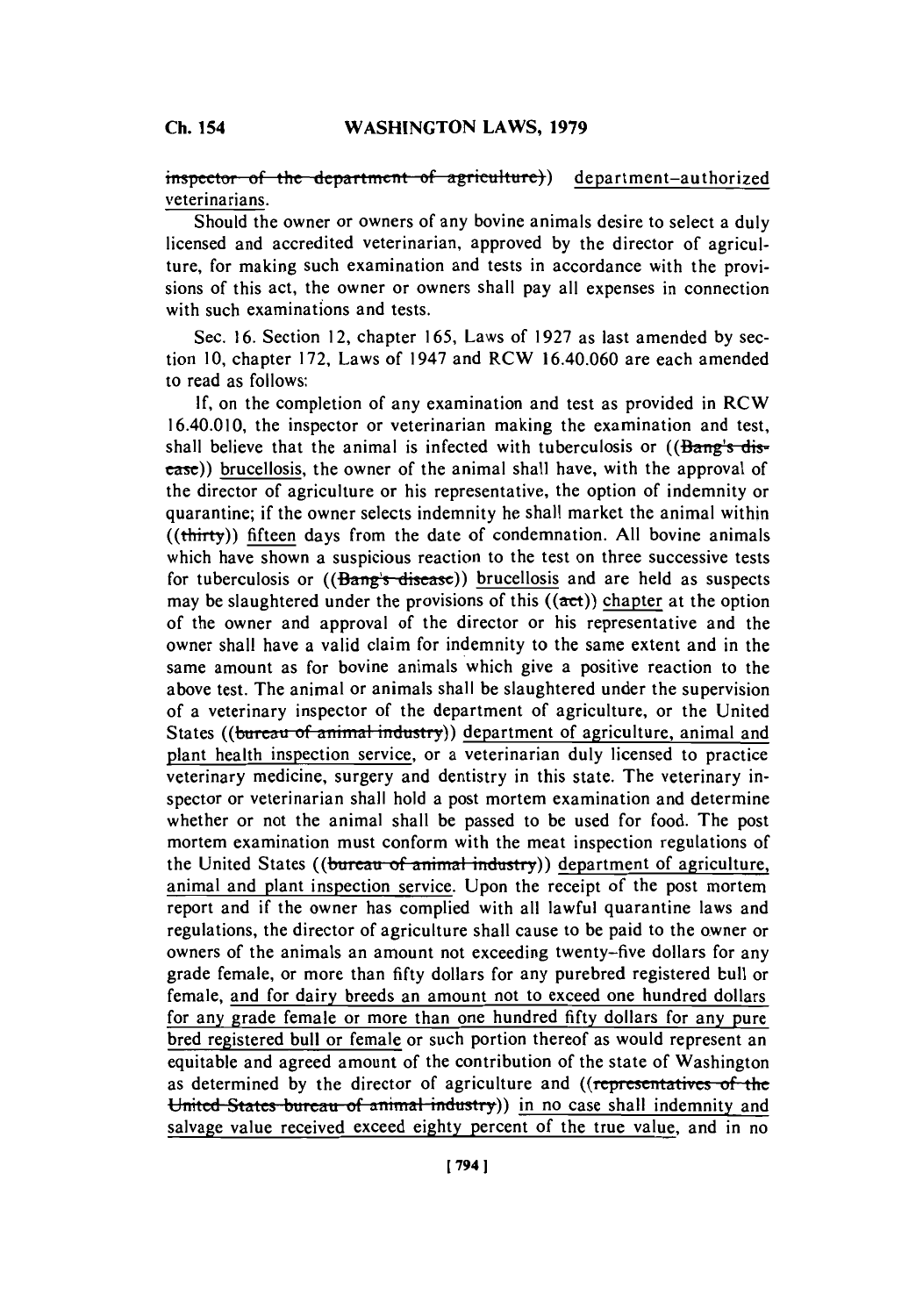inspector of the department of agriculture)) department-authorized veterinarians.

Should the owner or owners of any bovine animals desire to select a duly licensed and accredited veterinarian, approved by the director of agriculture, for making such examination and tests in accordance with the provisions of this act, the owner or owners shall pay all expenses in connection with such examinations and tests.

Sec. 16. Section 12, chapter 165, Laws of 1927 as last amended by section 10, chapter 172, Laws of 1947 and RCW 16.40.060 are each amended to read as follows:

If, on the completion of any examination and test as provided in RCW 16.40.010, the inspector or veterinarian making the examination and test, shall believe that the animal is infected with tuberculosis or ((Bang's disease)) brucellosis, the owner of the animal shall have, with the approval of the director of agriculture or his representative, the option of indemnity or quarantine; if the owner selects indemnity he shall market the animal within ((thirty)) fifteen days from the date of condemnation. All bovine animals which have shown a suspicious reaction to the test on three successive tests for tuberculosis or ((Bang's disease)) brucellosis and are held as suspects may be slaughtered under the provisions of this ((act)) chapter at the option of the owner and approval of the director or his representative and the owner shall have a valid claim for indemnity to the same extent and in the same amount as for bovine animals which give a positive reaction to the above test. The animal or animals shall be slaughtered under the supervision of a veterinary inspector of the department of agriculture, or the United States ((bureau of animal industry)) department of agriculture, animal and plant health inspection service, or a veterinarian duly licensed to practice veterinary medicine, surgery and dentistry in this state. The veterinary inspector or veterinarian shall hold a post mortem examination and determine whether or not the animal shall be passed to be used for food. The post mortem examination must conform with the meat inspection regulations of the United States ((bureau of animal industry)) department of agriculture, animal and plant inspection service. Upon the receipt of the post mortem report and if the owner has complied with all lawful quarantine laws and regulations, the director of agriculture shall cause to be paid to the owner or owners of the animals an amount not exceeding twenty-five dollars for any grade female, or more than fifty dollars for any purebred registered bull or female, and for dairy breeds an amount not to exceed one hundred dollars for any grade female or more than one hundred fifty dollars for any pure bred registered bull or female or such portion thereof as would represent an equitable and agreed amount of the contribution of the state of Washington as determined by the director of agriculture and ((representatives of the United States bureau of animal industry)) in no case shall indemnity and salvage value received exceed eighty percent of the true value, and in no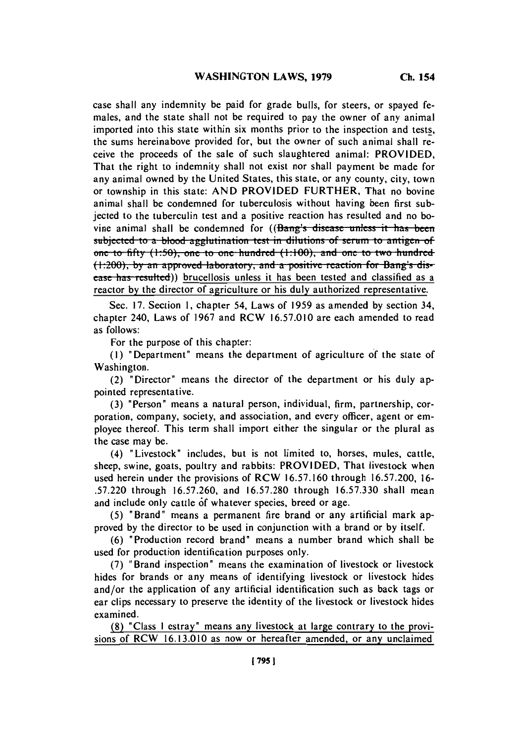case shall any indemnity be paid for grade bulls, for steers, or spayed females, and the state shall not be required to pay the owner of any animal imported into this state within six months prior to the inspection and tests, the sums hereinabove provided for, but the owner of such animal shall receive the proceeds of the sale of such slaughtered animal: PROVIDED, That the right to indemnity shall not exist nor shall payment be made for any animal owned by the United States, this state, or any county, city, town or township in this state: AND PROVIDED FURTHER, That no bovine animal shall be condemned for tuberculosis without having been first subjected to the tuberculin test and a positive reaction has resulted and no bovine animal shall be condemned for ((~~Bang's disease unless it has been subjected to a blood agglutination test in dilutions of serum to antigen of one to fifty (1:50), one to one hundred (1:100), and one to two hundred (1:200), by an approved laboratory, and a positive reaction for Bang's disease has resulted~~)) <u>brucellosis unless it has been tested and classified as a reactor by the director of agriculture or his duly authorized representative.</u>

Sec. 17. Section 1, chapter 54, Laws of 1959 as amended by section 34, chapter 240, Laws of 1967 and RCW 16.57.010 are each amended to read as follows:

For the purpose of this chapter:

(1) "Department" means the department of agriculture of the state of Washington.

(2) "Director" means the director of the department or his duly appointed representative.

(3) "Person" means a natural person, individual, firm, partnership, corporation, company, society, and association, and every officer, agent or employee thereof. This term shall import either the singular or the plural as the case may be.

(4) "Livestock" includes, but is not limited to, horses, mules, cattle, sheep, swine, goats, poultry and rabbits: PROVIDED, That livestock when used herein under the provisions of RCW 16.57.160 through 16.57.200, 16.57.220 through 16.57.260, and 16.57.280 through 16.57.330 shall mean and include only cattle of whatever species, breed or age.

(5) "Brand" means a permanent fire brand or any artificial mark approved by the director to be used in conjunction with a brand or by itself.

(6) "Production record brand" means a number brand which shall be used for production identification purposes only.

(7) "Brand inspection" means the examination of livestock or livestock hides for brands or any means of identifying livestock or livestock hides and/or the application of any artificial identification such as back tags or ear clips necessary to preserve the identity of the livestock or livestock hides examined.

<u>(8) "Class I estray" means any livestock at large contrary to the provisions of RCW 16.13.010 as now or hereafter amended, or any unclaimed</u>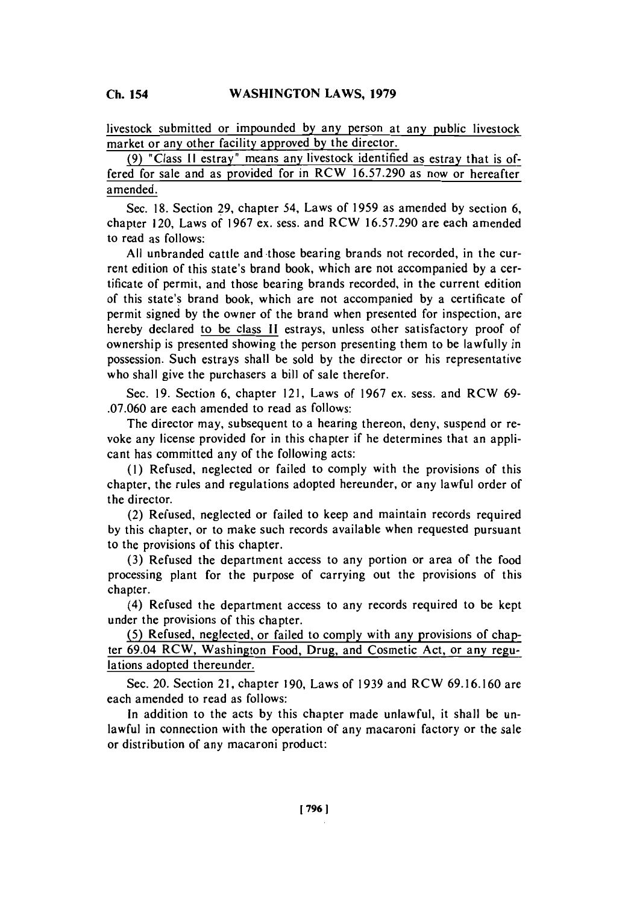livestock submitted or impounded by any person at any public livestock market or any other facility approved by the director.

(9) "Class II estray" means any livestock identified as estray that is offered for sale and as provided for in RCW 16.57.290 as now or hereafter amended.

Sec. 18. Section 29, chapter 54, Laws of 1959 as amended by section 6, chapter 120, Laws of 1967 ex. sess. and RCW 16.57.290 are each amended to read as follows:

All unbranded cattle and those bearing brands not recorded, in the current edition of this state's brand book, which are not accompanied by a certificate of permit, and those bearing brands recorded, in the current edition of this state's brand book, which are not accompanied by a certificate of permit signed by the owner of the brand when presented for inspection, are hereby declared to be class II estrays, unless other satisfactory proof of ownership is presented showing the person presenting them to be lawfully in possession. Such estrays shall be sold by the director or his representative who shall give the purchasers a bill of sale therefor.

Sec. 19. Section 6, chapter 121, Laws of 1967 ex. sess. and RCW 69-.07.060 are each amended to read as follows:

The director may, subsequent to a hearing thereon, deny, suspend or revoke any license provided for in this chapter if he determines that an applicant has committed any of the following acts:

(1) Refused, neglected or failed to comply with the provisions of this chapter, the rules and regulations adopted hereunder, or any lawful order of the director.

(2) Refused, neglected or failed to keep and maintain records required by this chapter, or to make such records available when requested pursuant to the provisions of this chapter.

(3) Refused the department access to any portion or area of the food processing plant for the purpose of carrying out the provisions of this chapter.

(4) Refused the department access to any records required to be kept under the provisions of this chapter.

(5) Refused, neglected, or failed to comply with any provisions of chapter 69.04 RCW, Washington Food, Drug, and Cosmetic Act, or any regulations adopted thereunder.

Sec. 20. Section 21, chapter 190, Laws of 1939 and RCW 69.16.160 are each amended to read as follows:

In addition to the acts by this chapter made unlawful, it shall be unlawful in connection with the operation of any macaroni factory or the sale or distribution of any macaroni product: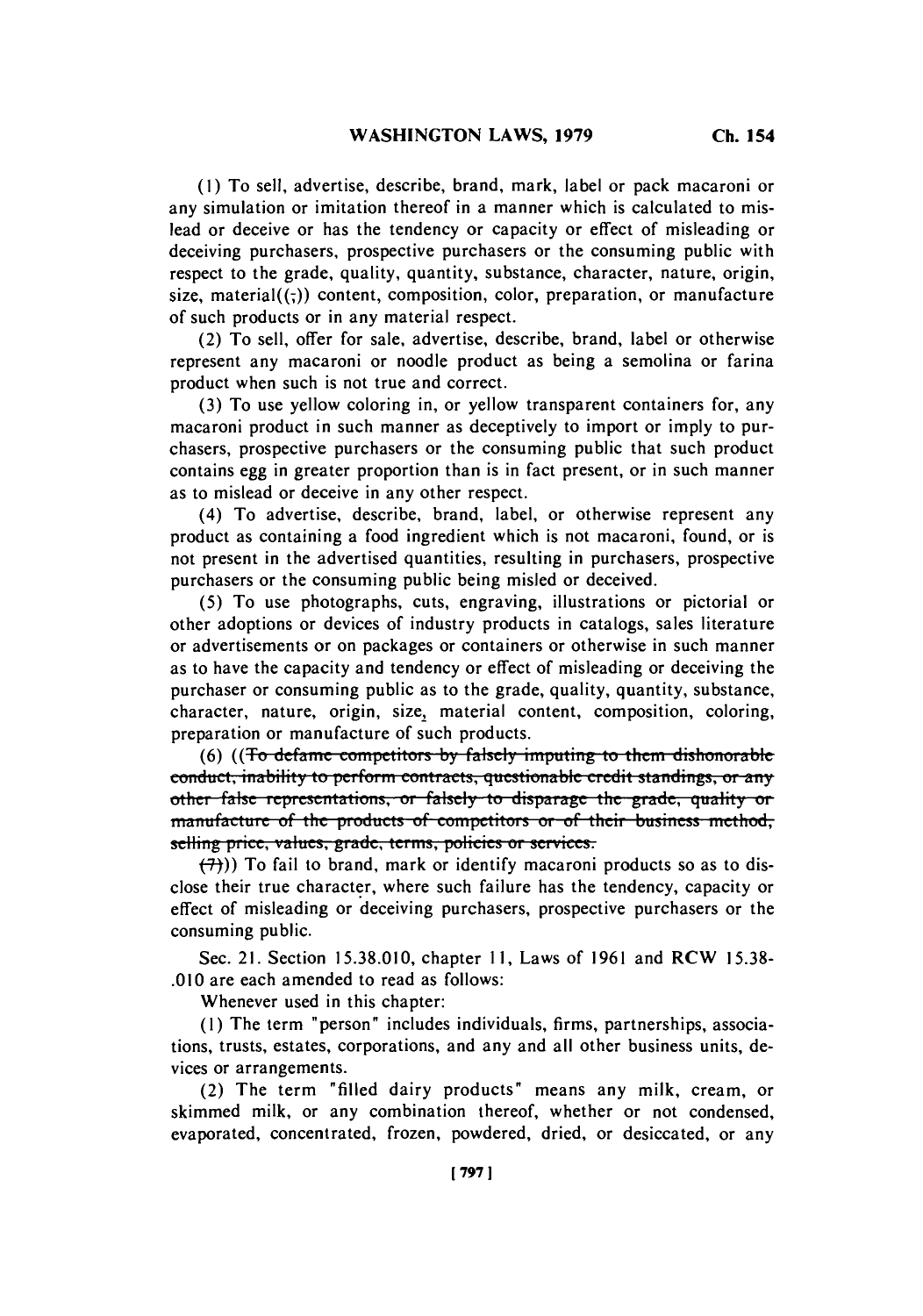(1) To sell, advertise, describe, brand, mark, label or pack macaroni or any simulation or imitation thereof in a manner which is calculated to mislead or deceive or has the tendency or capacity or effect of misleading or deceiving purchasers, prospective purchasers or the consuming public with respect to the grade, quality, quantity, substance, character, nature, origin, size, material((;)) content, composition, color, preparation, or manufacture of such products or in any material respect.

(2) To sell, offer for sale, advertise, describe, brand, label or otherwise represent any macaroni or noodle product as being a semolina or farina product when such is not true and correct.

(3) To use yellow coloring in, or yellow transparent containers for, any macaroni product in such manner as deceptively to import or imply to purchasers, prospective purchasers or the consuming public that such product contains egg in greater proportion than is in fact present, or in such manner as to mislead or deceive in any other respect.

(4) To advertise, describe, brand, label, or otherwise represent any product as containing a food ingredient which is not macaroni, found, or is not present in the advertised quantities, resulting in purchasers, prospective purchasers or the consuming public being misled or deceived.

(5) To use photographs, cuts, engraving, illustrations or pictorial or other adoptions or devices of industry products in catalogs, sales literature or advertisements or on packages or containers or otherwise in such manner as to have the capacity and tendency or effect of misleading or deceiving the purchaser or consuming public as to the grade, quality, quantity, substance, character, nature, origin, size, material content, composition, coloring, preparation or manufacture of such products.

(6) ((~~To defame competitors by falsely imputing to them dishonorable conduct, inability to perform contracts, questionable credit standings, or any other false representations, or falsely to disparage the grade, quality or manufacture of the products of competitors or of their business method, selling price, values, grade, terms, policies or services.~~

~~(7)~~)) To fail to brand, mark or identify macaroni products so as to disclose their true character, where such failure has the tendency, capacity or effect of misleading or deceiving purchasers, prospective purchasers or the consuming public.

Sec. 21. Section 15.38.010, chapter 11, Laws of 1961 and RCW 15.38-.010 are each amended to read as follows:

Whenever used in this chapter:

(1) The term "person" includes individuals, firms, partnerships, associations, trusts, estates, corporations, and any and all other business units, devices or arrangements.

(2) The term "filled dairy products" means any milk, cream, or skimmed milk, or any combination thereof, whether or not condensed, evaporated, concentrated, frozen, powdered, dried, or desiccated, or any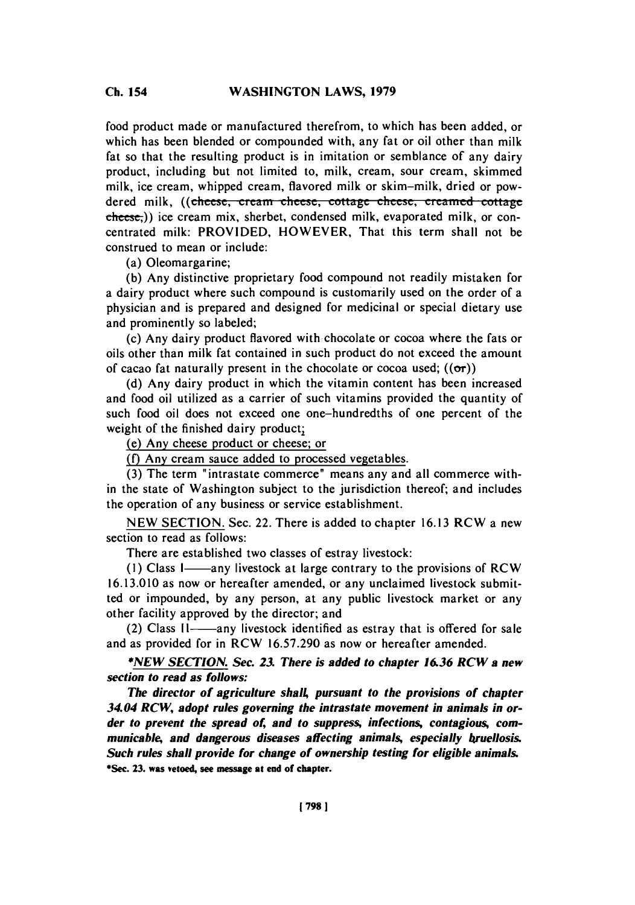food product made or manufactured therefrom, to which has been added, or which has been blended or compounded with, any fat or oil other than milk fat so that the resulting product is in imitation or semblance of any dairy product, including but not limited to, milk, cream, sour cream, skimmed milk, ice cream, whipped cream, flavored milk or skim–milk, dried or powdered milk, ((~~cheese, cream cheese, cottage cheese, creamed cottage cheese,~~)) ice cream mix, sherbet, condensed milk, evaporated milk, or concentrated milk: PROVIDED, HOWEVER, That this term shall not be construed to mean or include:

(a) Oleomargarine;

(b) Any distinctive proprietary food compound not readily mistaken for a dairy product where such compound is customarily used on the order of a physician and is prepared and designed for medicinal or special dietary use and prominently so labeled;

(c) Any dairy product flavored with chocolate or cocoa where the fats or oils other than milk fat contained in such product do not exceed the amount of cacao fat naturally present in the chocolate or cocoa used; ((~~or~~))

(d) Any dairy product in which the vitamin content has been increased and food oil utilized as a carrier of such vitamins provided the quantity of such food oil does not exceed one one–hundredths of one percent of the weight of the finished dairy product;

<u>(e) Any cheese product or cheese; or</u>

<u>(f) Any cream sauce added to processed vegetables.</u>

(3) The term "intrastate commerce" means any and all commerce within the state of Washington subject to the jurisdiction thereof; and includes the operation of any business or service establishment.

<u>NEW SECTION.</u> Sec. 22. There is added to chapter 16.13 RCW a new section to read as follows:

There are established two classes of estray livestock:

(1) Class I——any livestock at large contrary to the provisions of RCW 16.13.010 as now or hereafter amended, or any unclaimed livestock submitted or impounded, by any person, at any public livestock market or any other facility approved by the director; and

(2) Class II——any livestock identified as estray that is offered for sale and as provided for in RCW 16.57.290 as now or hereafter amended.

***NEW SECTION. Sec. 23. There is added to chapter 16.36 RCW a new section to read as follows:***

***The director of agriculture shall, pursuant to the provisions of chapter 34.04 RCW, adopt rules governing the intrastate movement in animals in order to prevent the spread of, and to suppress, infections, contagious, communicable, and dangerous diseases affecting animals, especially bruellosis. Such rules shall provide for change of ownership testing for eligible animals.***

**\*Sec. 23. was vetoed, see message at end of chapter.**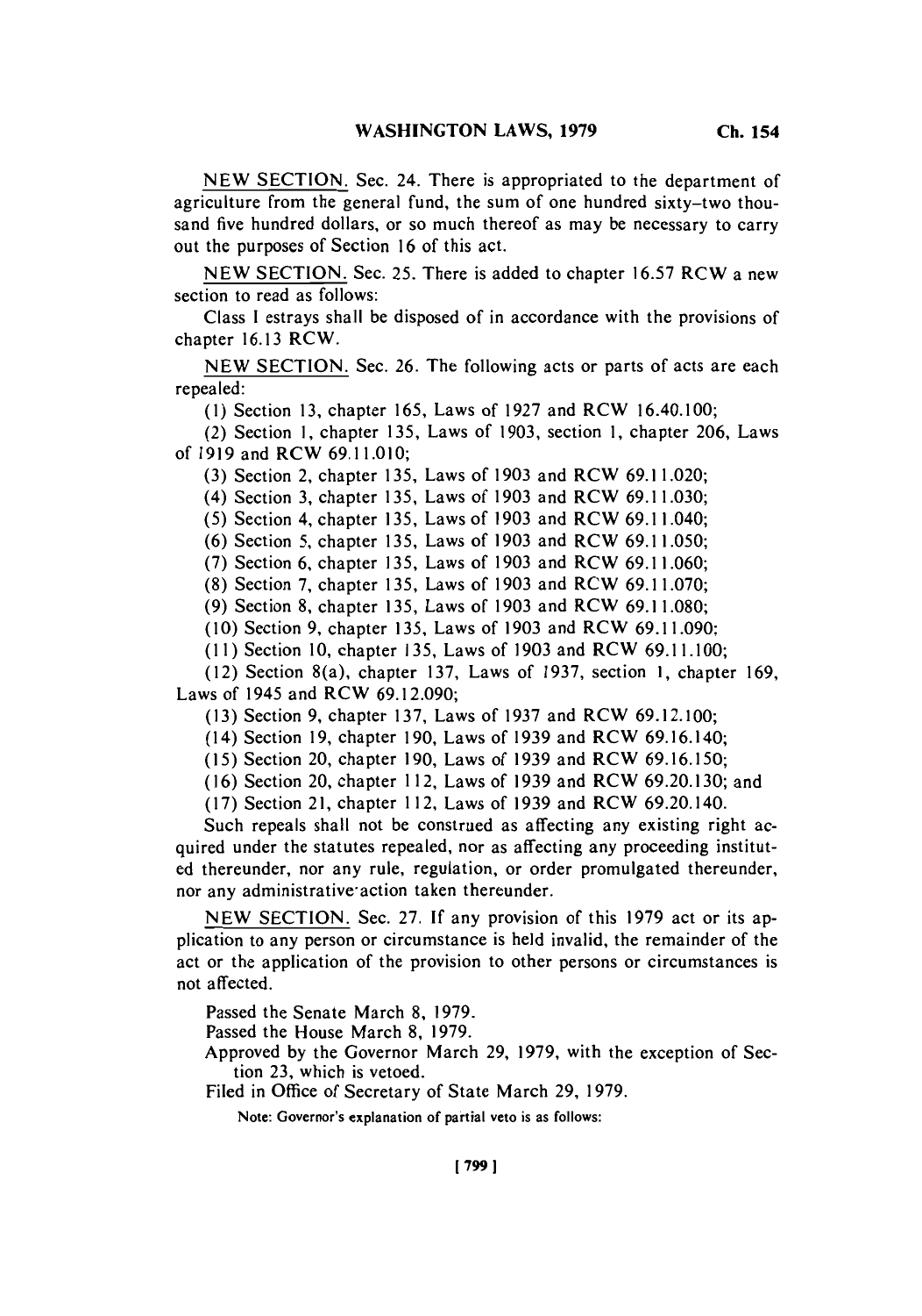NEW SECTION. Sec. 24. There is appropriated to the department of agriculture from the general fund, the sum of one hundred sixty-two thousand five hundred dollars, or so much thereof as may be necessary to carry out the purposes of Section 16 of this act.

NEW SECTION. Sec. 25. There is added to chapter 16.57 RCW a new section to read as follows:

Class I estrays shall be disposed of in accordance with the provisions of chapter 16.13 RCW.

NEW SECTION. Sec. 26. The following acts or parts of acts are each repealed:

(1) Section 13, chapter 165, Laws of 1927 and RCW 16.40.100;

(2) Section 1, chapter 135, Laws of 1903, section 1, chapter 206, Laws of 1919 and RCW 69.11.010;

(3) Section 2, chapter 135, Laws of 1903 and RCW 69.11.020;

(4) Section 3, chapter 135, Laws of 1903 and RCW 69.11.030;

(5) Section 4, chapter 135, Laws of 1903 and RCW 69.11.040;

(6) Section 5, chapter 135, Laws of 1903 and RCW 69.11.050;

(7) Section 6, chapter 135, Laws of 1903 and RCW 69.11.060;

(8) Section 7, chapter 135, Laws of 1903 and RCW 69.11.070;

(9) Section 8, chapter 135, Laws of 1903 and RCW 69.11.080;

(10) Section 9, chapter 135, Laws of 1903 and RCW 69.11.090;

(11) Section 10, chapter 135, Laws of 1903 and RCW 69.11.100;

(12) Section 8(a), chapter 137, Laws of 1937, section 1, chapter 169, Laws of 1945 and RCW 69.12.090;

(13) Section 9, chapter 137, Laws of 1937 and RCW 69.12.100;

(14) Section 19, chapter 190, Laws of 1939 and RCW 69.16.140;

(15) Section 20, chapter 190, Laws of 1939 and RCW 69.16.150;

(16) Section 20, chapter 112, Laws of 1939 and RCW 69.20.130; and

(17) Section 21, chapter 112, Laws of 1939 and RCW 69.20.140.

Such repeals shall not be construed as affecting any existing right acquired under the statutes repealed, nor as affecting any proceeding instituted thereunder, nor any rule, regulation, or order promulgated thereunder, nor any administrative action taken thereunder.

NEW SECTION. Sec. 27. If any provision of this 1979 act or its application to any person or circumstance is held invalid, the remainder of the act or the application of the provision to other persons or circumstances is not affected.

Passed the Senate March 8, 1979.

Passed the House March 8, 1979.

Approved by the Governor March 29, 1979, with the exception of Section 23, which is vetoed.

Filed in Office of Secretary of State March 29, 1979.

Note: Governor's explanation of partial veto is as follows: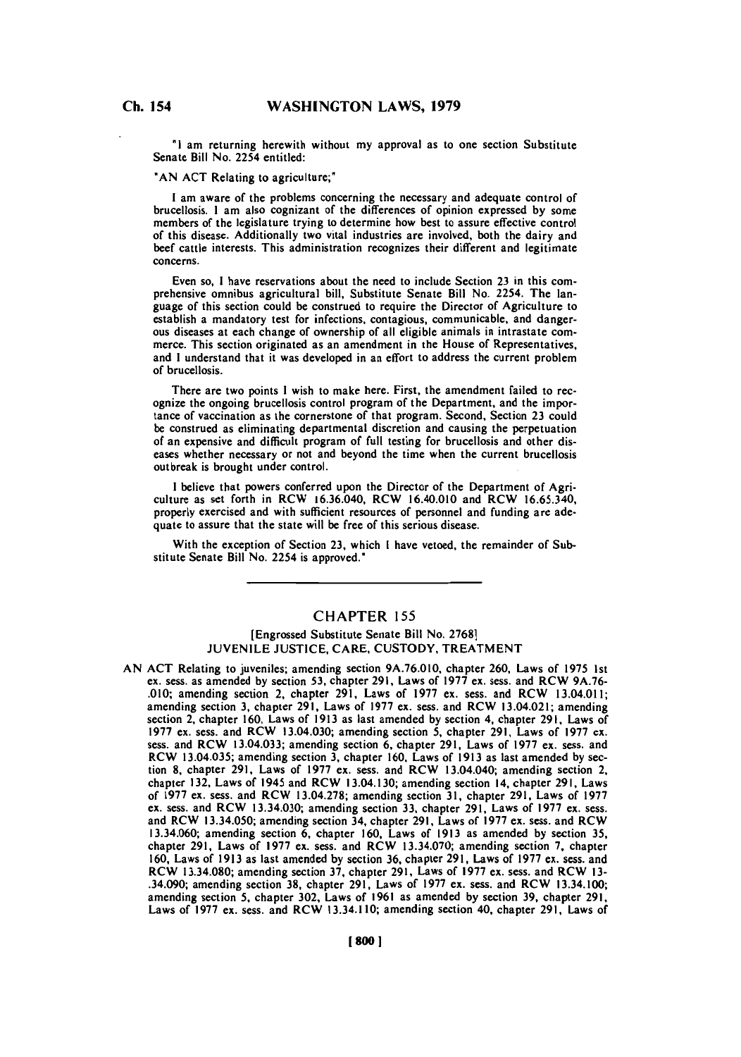"I am returning herewith without my approval as to one section Substitute Senate Bill No. 2254 entitled:

"AN ACT Relating to agriculture;"

I am aware of the problems concerning the necessary and adequate control of brucellosis. I am also cognizant of the differences of opinion expressed by some members of the legislature trying to determine how best to assure effective control of this disease. Additionally two vital industries are involved, both the dairy and beef cattle interests. This administration recognizes their different and legitimate concerns.

Even so, I have reservations about the need to include Section 23 in this comprehensive omnibus agricultural bill, Substitute Senate Bill No. 2254. The language of this section could be construed to require the Director of Agriculture to establish a mandatory test for infections, contagious, communicable, and dangerous diseases at each change of ownership of all eligible animals in intrastate commerce. This section originated as an amendment in the House of Representatives, and I understand that it was developed in an effort to address the current problem of brucellosis.

There are two points I wish to make here. First, the amendment failed to recognize the ongoing brucellosis control program of the Department, and the importance of vaccination as the cornerstone of that program. Second, Section 23 could be construed as eliminating departmental discretion and causing the perpetuation of an expensive and difficult program of full testing for brucellosis and other diseases whether necessary or not and beyond the time when the current brucellosis outbreak is brought under control.

I believe that powers conferred upon the Director of the Department of Agriculture as set forth in RCW 16.36.040, RCW 16.40.010 and RCW 16.65.340, properly exercised and with sufficient resources of personnel and funding are adequate to assure that the state will be free of this serious disease.

With the exception of Section 23, which I have vetoed, the remainder of Substitute Senate Bill No. 2254 is approved."

---

## CHAPTER 155

[Engrossed Substitute Senate Bill No. 2768]

JUVENILE JUSTICE, CARE, CUSTODY, TREATMENT

AN ACT Relating to juveniles; amending section 9A.76.010, chapter 260, Laws of 1975 1st ex. sess. as amended by section 53, chapter 291, Laws of 1977 ex. sess. and RCW 9A.76-.010; amending section 2, chapter 291, Laws of 1977 ex. sess. and RCW 13.04.011; amending section 3, chapter 291, Laws of 1977 ex. sess. and RCW 13.04.021; amending section 2, chapter 160, Laws of 1913 as last amended by section 4, chapter 291, Laws of 1977 ex. sess. and RCW 13.04.030; amending section 5, chapter 291, Laws of 1977 ex. sess. and RCW 13.04.033; amending section 6, chapter 291, Laws of 1977 ex. sess. and RCW 13.04.035; amending section 3, chapter 160, Laws of 1913 as last amended by section 8, chapter 291, Laws of 1977 ex. sess. and RCW 13.04.040; amending section 2, chapter 132, Laws of 1945 and RCW 13.04.130; amending section 14, chapter 291, Laws of 1977 ex. sess. and RCW 13.04.278; amending section 31, chapter 291, Laws of 1977 ex. sess. and RCW 13.34.030; amending section 33, chapter 291, Laws of 1977 ex. sess. and RCW 13.34.050; amending section 34, chapter 291, Laws of 1977 ex. sess. and RCW 13.34.060; amending section 6, chapter 160, Laws of 1913 as amended by section 35, chapter 291, Laws of 1977 ex. sess. and RCW 13.34.070; amending section 7, chapter 160, Laws of 1913 as last amended by section 36, chapter 291, Laws of 1977 ex. sess. and RCW 13.34.080; amending section 37, chapter 291, Laws of 1977 ex. sess. and RCW 13-.34.090; amending section 38, chapter 291, Laws of 1977 ex. sess. and RCW 13.34.100; amending section 5, chapter 302, Laws of 1961 as amended by section 39, chapter 291, Laws of 1977 ex. sess. and RCW 13.34.110; amending section 40, chapter 291, Laws of